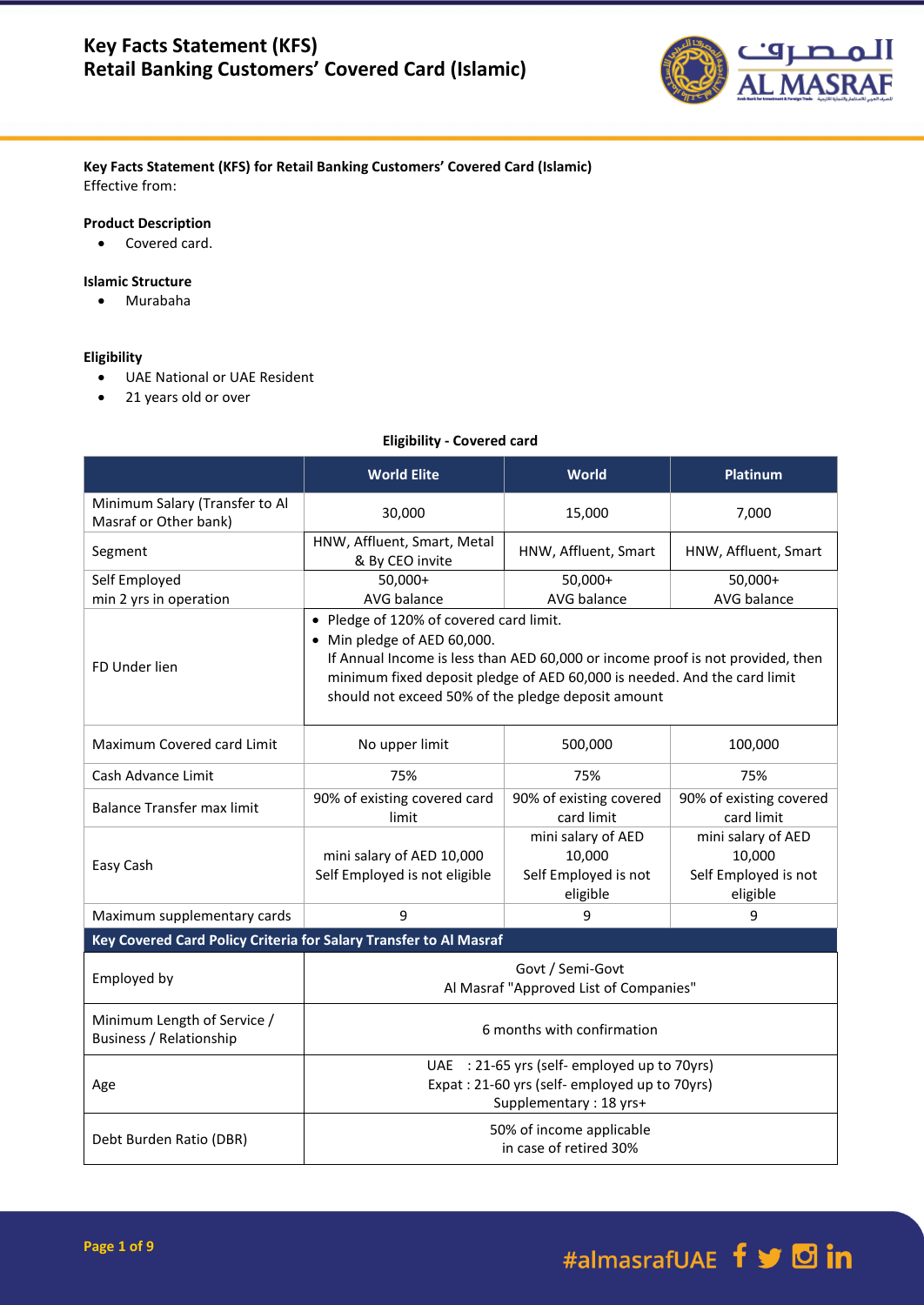# Key Facts Statement (KFS)
# Retail Banking Customers' Covered Card (Islamic)

**Key Facts Statement (KFS) for Retail Banking Customers' Covered Card (Islamic)**
Effective from:

### Product Description

- Covered card.

### Islamic Structure

- Murabaha

### Eligibility

- UAE National or UAE Resident
- 21 years old or over

**Eligibility - Covered card**

| | World Elite | World | Platinum |
|---|---|---|---|
| Minimum Salary (Transfer to Al Masraf or Other bank) | 30,000 | 15,000 | 7,000 |
| Segment | HNW, Affluent, Smart, Metal & By CEO invite | HNW, Affluent, Smart | HNW, Affluent, Smart |
| Self Employed min 2 yrs in operation | 50,000+ AVG balance | 50,000+ AVG balance | 50,000+ AVG balance |
| FD Under lien | • Pledge of 120% of covered card limit. • Min pledge of AED 60,000. If Annual Income is less than AED 60,000 or income proof is not provided, then minimum fixed deposit pledge of AED 60,000 is needed. And the card limit should not exceed 50% of the pledge deposit amount | | |
| Maximum Covered card Limit | No upper limit | 500,000 | 100,000 |
| Cash Advance Limit | 75% | 75% | 75% |
| Balance Transfer max limit | 90% of existing covered card limit | 90% of existing covered card limit | 90% of existing covered card limit |
| Easy Cash | mini salary of AED 10,000 Self Employed is not eligible | mini salary of AED 10,000 Self Employed is not eligible | mini salary of AED 10,000 Self Employed is not eligible |
| Maximum supplementary cards | 9 | 9 | 9 |
| **Key Covered Card Policy Criteria for Salary Transfer to Al Masraf** | | | |
| Employed by | Govt / Semi-Govt Al Masraf "Approved List of Companies" | | |
| Minimum Length of Service / Business / Relationship | 6 months with confirmation | | |
| Age | UAE : 21-65 yrs (self- employed up to 70yrs) Expat : 21-60 yrs (self- employed up to 70yrs) Supplementary : 18 yrs+ | | |
| Debt Burden Ratio (DBR) | 50% of income applicable in case of retired 30% | | |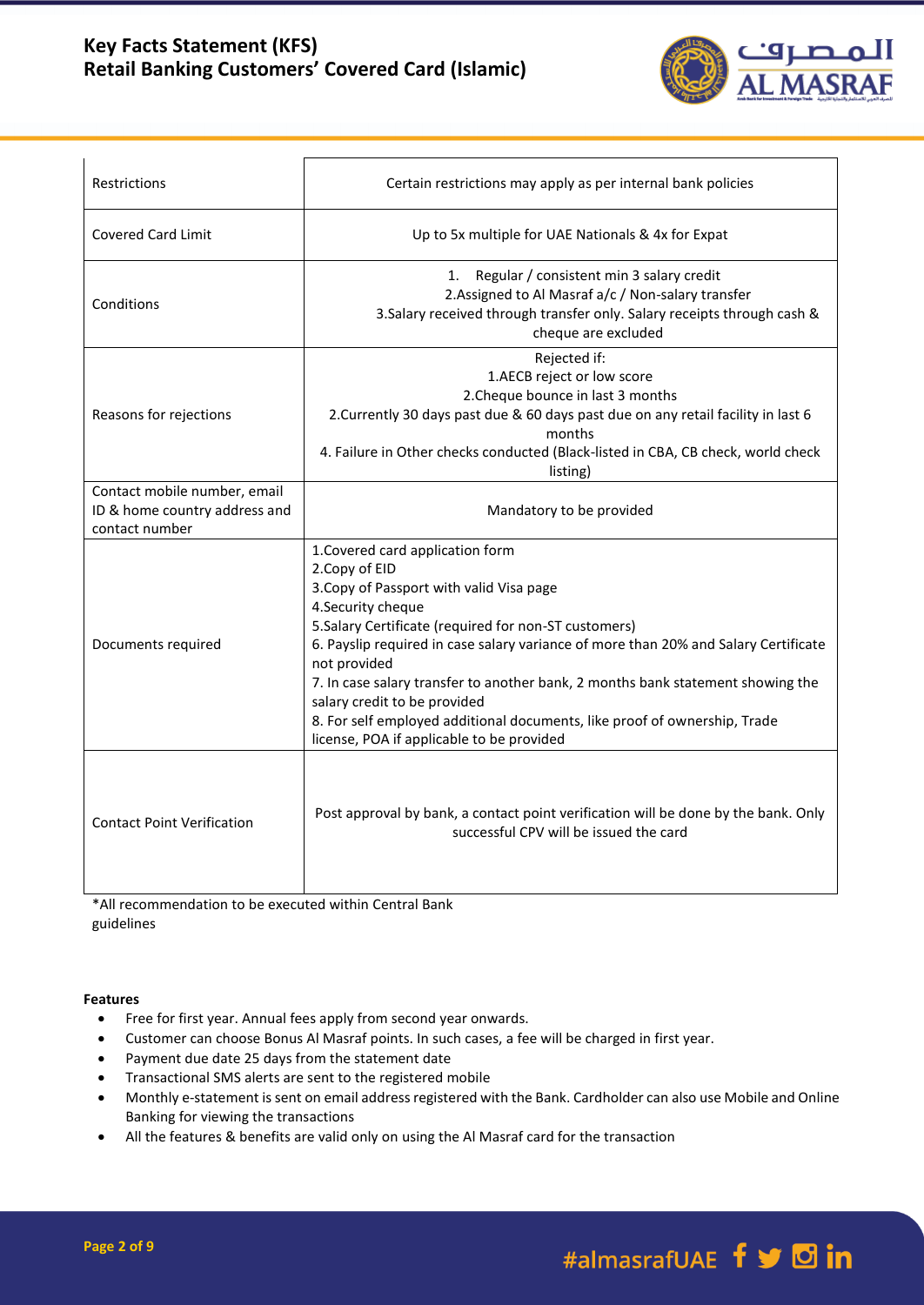| Restrictions | Certain restrictions may apply as per internal bank policies |
|---|---|
| Covered Card Limit | Up to 5x multiple for UAE Nationals & 4x for Expat |
| Conditions | 1. Regular / consistent min 3 salary credit<br>2.Assigned to Al Masraf a/c / Non-salary transfer<br>3.Salary received through transfer only. Salary receipts through cash & cheque are excluded |
| Reasons for rejections | Rejected if:<br>1.AECB reject or low score<br>2.Cheque bounce in last 3 months<br>2.Currently 30 days past due & 60 days past due on any retail facility in last 6 months<br>4. Failure in Other checks conducted (Black-listed in CBA, CB check, world check listing) |
| Contact mobile number, email ID & home country address and contact number | Mandatory to be provided |
| Documents required | 1.Covered card application form<br>2.Copy of EID<br>3.Copy of Passport with valid Visa page<br>4.Security cheque<br>5.Salary Certificate (required for non-ST customers)<br>6. Payslip required in case salary variance of more than 20% and Salary Certificate not provided<br>7. In case salary transfer to another bank, 2 months bank statement showing the salary credit to be provided<br>8. For self employed additional documents, like proof of ownership, Trade license, POA if applicable to be provided |
| Contact Point Verification | Post approval by bank, a contact point verification will be done by the bank. Only successful CPV will be issued the card |

*All recommendation to be executed within Central Bank guidelines

**Features**

- Free for first year. Annual fees apply from second year onwards.
- Customer can choose Bonus Al Masraf points. In such cases, a fee will be charged in first year.
- Payment due date 25 days from the statement date
- Transactional SMS alerts are sent to the registered mobile
- Monthly e-statement is sent on email address registered with the Bank. Cardholder can also use Mobile and Online Banking for viewing the transactions
- All the features & benefits are valid only on using the Al Masraf card for the transaction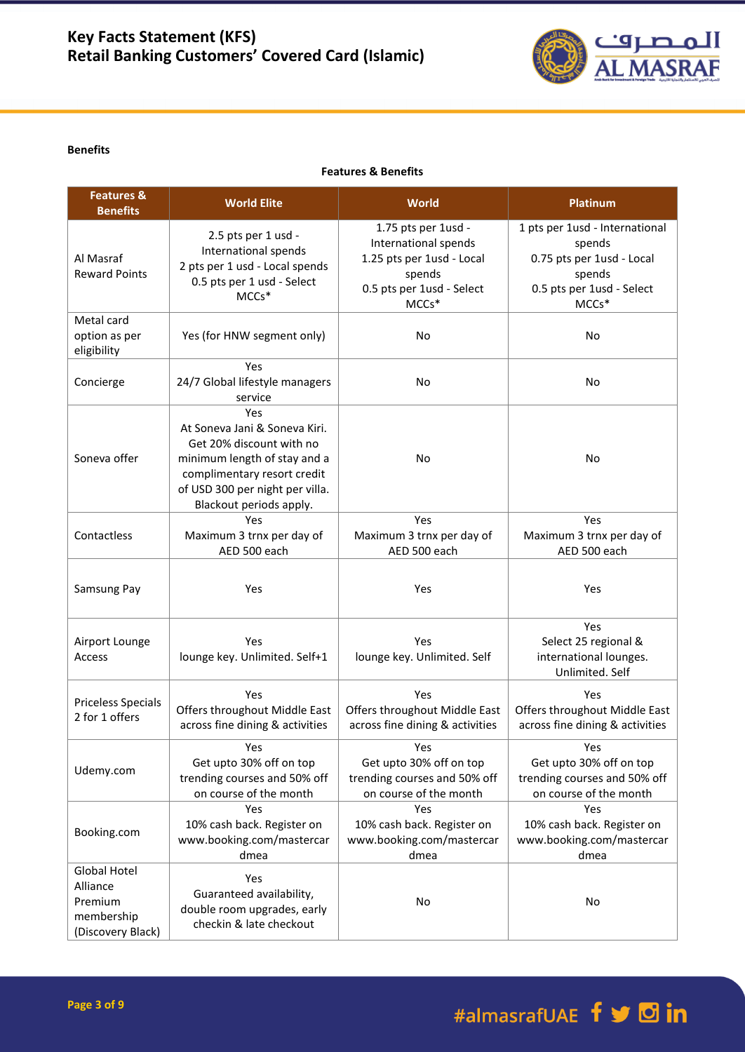**Benefits**

**Features & Benefits**

| Features & Benefits | World Elite | World | Platinum |
|---|---|---|---|
| Al Masraf Reward Points | 2.5 pts per 1 usd - International spends<br>2 pts per 1 usd - Local spends<br>0.5 pts per 1 usd - Select MCCs* | 1.75 pts per 1usd - International spends<br>1.25 pts per 1usd - Local spends<br>0.5 pts per 1usd - Select MCCs* | 1 pts per 1usd - International spends<br>0.75 pts per 1usd - Local spends<br>0.5 pts per 1usd - Select MCCs* |
| Metal card option as per eligibility | Yes (for HNW segment only) | No | No |
| Concierge | Yes<br>24/7 Global lifestyle managers service | No | No |
| Soneva offer | Yes<br>At Soneva Jani & Soneva Kiri. Get 20% discount with no minimum length of stay and a complimentary resort credit of USD 300 per night per villa. Blackout periods apply. | No | No |
| Contactless | Yes<br>Maximum 3 trnx per day of AED 500 each | Yes<br>Maximum 3 trnx per day of AED 500 each | Yes<br>Maximum 3 trnx per day of AED 500 each |
| Samsung Pay | Yes | Yes | Yes |
| Airport Lounge Access | Yes<br>lounge key. Unlimited. Self+1 | Yes<br>lounge key. Unlimited. Self | Yes<br>Select 25 regional & international lounges. Unlimited. Self |
| Priceless Specials 2 for 1 offers | Yes<br>Offers throughout Middle East across fine dining & activities | Yes<br>Offers throughout Middle East across fine dining & activities | Yes<br>Offers throughout Middle East across fine dining & activities |
| Udemy.com | Yes<br>Get upto 30% off on top trending courses and 50% off on course of the month | Yes<br>Get upto 30% off on top trending courses and 50% off on course of the month | Yes<br>Get upto 30% off on top trending courses and 50% off on course of the month |
| Booking.com | Yes<br>10% cash back. Register on www.booking.com/mastercardmea | Yes<br>10% cash back. Register on www.booking.com/mastercardmea | Yes<br>10% cash back. Register on www.booking.com/mastercardmea |
| Global Hotel Alliance Premium membership (Discovery Black) | Yes<br>Guaranteed availability, double room upgrades, early checkin & late checkout | No | No |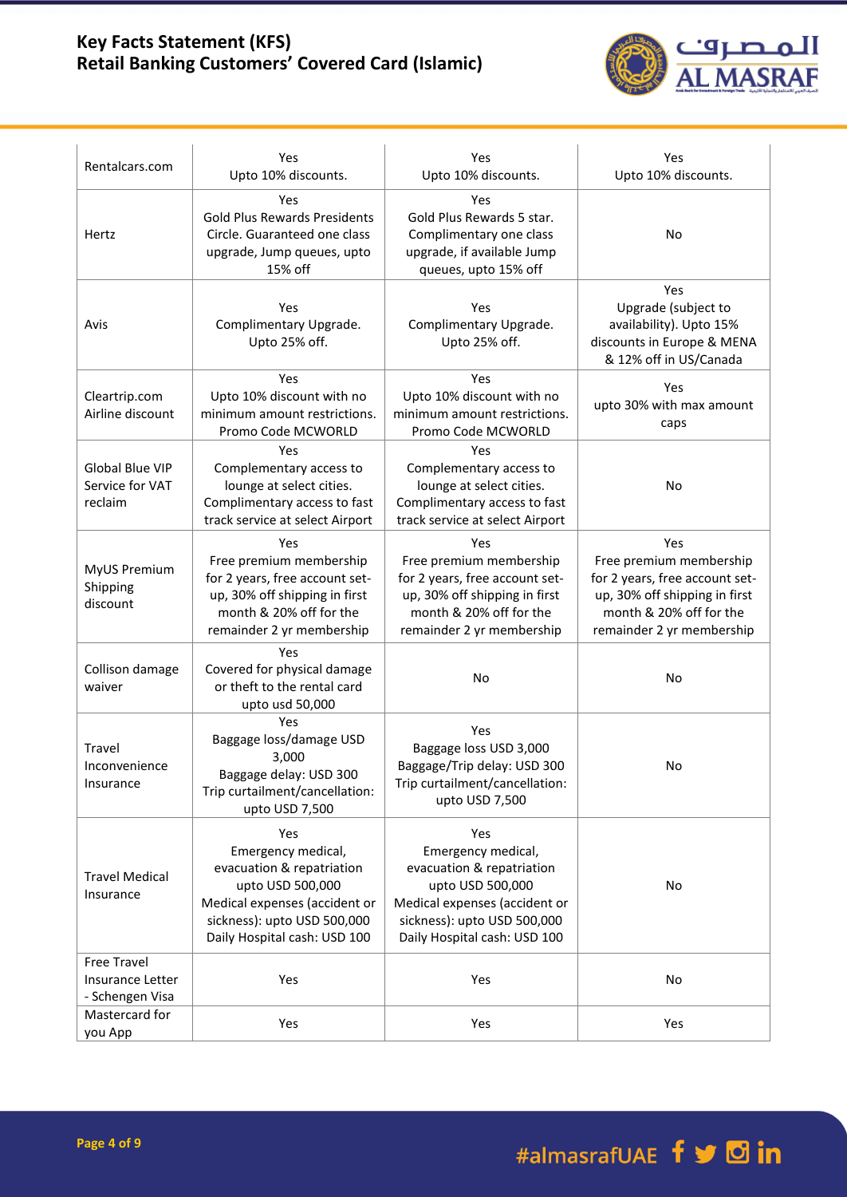| Rentalcars.com | Yes<br>Upto 10% discounts. | Yes<br>Upto 10% discounts. | Yes<br>Upto 10% discounts. |
|---|---|---|---|
| Hertz | Yes<br>Gold Plus Rewards Presidents Circle. Guaranteed one class upgrade, Jump queues, upto 15% off | Yes<br>Gold Plus Rewards 5 star. Complimentary one class upgrade, if available Jump queues, upto 15% off | No |
| Avis | Yes<br>Complimentary Upgrade. Upto 25% off. | Yes<br>Complimentary Upgrade. Upto 25% off. | Yes<br>Upgrade (subject to availability). Upto 15% discounts in Europe & MENA & 12% off in US/Canada |
| Cleartrip.com Airline discount | Yes<br>Upto 10% discount with no minimum amount restrictions. Promo Code MCWORLD | Yes<br>Upto 10% discount with no minimum amount restrictions. Promo Code MCWORLD | Yes<br>upto 30% with max amount caps |
| Global Blue VIP Service for VAT reclaim | Yes<br>Complementary access to lounge at select cities. Complimentary access to fast track service at select Airport | Yes<br>Complementary access to lounge at select cities. Complimentary access to fast track service at select Airport | No |
| MyUS Premium Shipping discount | Yes<br>Free premium membership for 2 years, free account set-up, 30% off shipping in first month & 20% off for the remainder 2 yr membership | Yes<br>Free premium membership for 2 years, free account set-up, 30% off shipping in first month & 20% off for the remainder 2 yr membership | Yes<br>Free premium membership for 2 years, free account set-up, 30% off shipping in first month & 20% off for the remainder 2 yr membership |
| Collison damage waiver | Yes<br>Covered for physical damage or theft to the rental card upto usd 50,000 | No | No |
| Travel Inconvenience Insurance | Yes<br>Baggage loss/damage USD 3,000<br>Baggage delay: USD 300<br>Trip curtailment/cancellation: upto USD 7,500 | Yes<br>Baggage loss USD 3,000<br>Baggage/Trip delay: USD 300<br>Trip curtailment/cancellation: upto USD 7,500 | No |
| Travel Medical Insurance | Yes<br>Emergency medical, evacuation & repatriation upto USD 500,000<br>Medical expenses (accident or sickness): upto USD 500,000<br>Daily Hospital cash: USD 100 | Yes<br>Emergency medical, evacuation & repatriation upto USD 500,000<br>Medical expenses (accident or sickness): upto USD 500,000<br>Daily Hospital cash: USD 100 | No |
| Free Travel Insurance Letter - Schengen Visa | Yes | Yes | No |
| Mastercard for you App | Yes | Yes | Yes |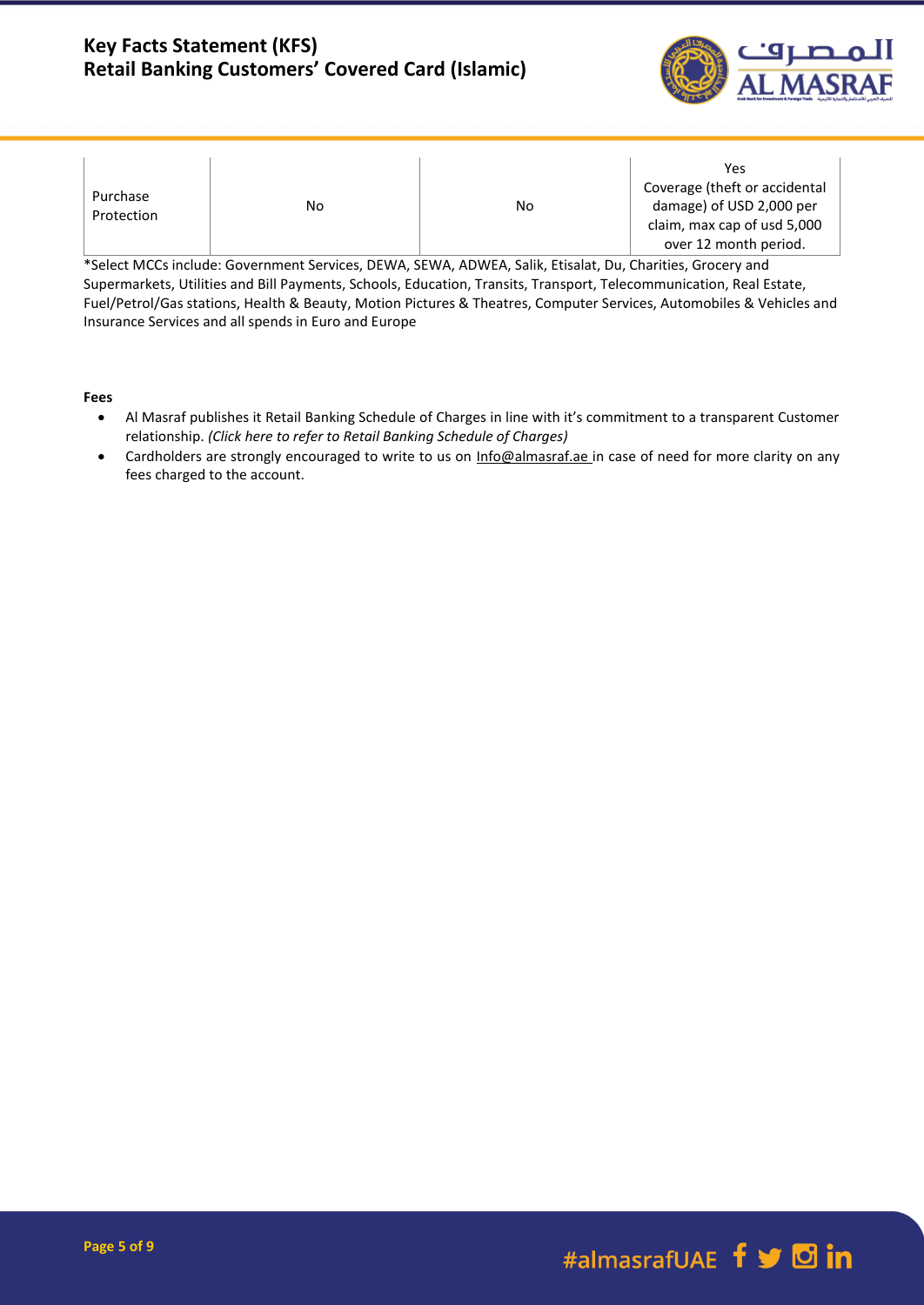| Purchase Protection | No | No | Yes Coverage (theft or accidental damage) of USD 2,000 per claim, max cap of usd 5,000 over 12 month period. |
|---|---|---|---|

*Select MCCs include: Government Services, DEWA, SEWA, ADWEA, Salik, Etisalat, Du, Charities, Grocery and Supermarkets, Utilities and Bill Payments, Schools, Education, Transits, Transport, Telecommunication, Real Estate, Fuel/Petrol/Gas stations, Health & Beauty, Motion Pictures & Theatres, Computer Services, Automobiles & Vehicles and Insurance Services and all spends in Euro and Europe

**Fees**

- Al Masraf publishes it Retail Banking Schedule of Charges in line with it's commitment to a transparent Customer relationship. *(Click here to refer to Retail Banking Schedule of Charges)*
- Cardholders are strongly encouraged to write to us on Info@almasraf.ae in case of need for more clarity on any fees charged to the account.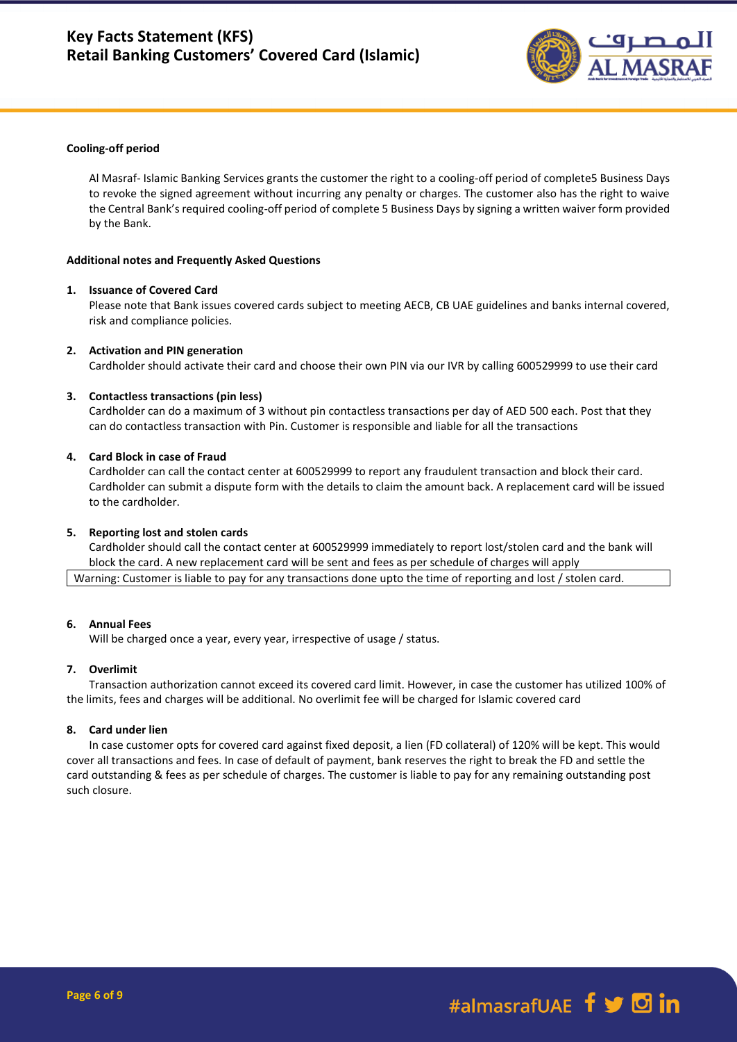**Cooling-off period**

Al Masraf- Islamic Banking Services grants the customer the right to a cooling-off period of complete5 Business Days to revoke the signed agreement without incurring any penalty or charges. The customer also has the right to waive the Central Bank's required cooling-off period of complete 5 Business Days by signing a written waiver form provided by the Bank.

**Additional notes and Frequently Asked Questions**

1. **Issuance of Covered Card**
   Please note that Bank issues covered cards subject to meeting AECB, CB UAE guidelines and banks internal covered, risk and compliance policies.

2. **Activation and PIN generation**
   Cardholder should activate their card and choose their own PIN via our IVR by calling 600529999 to use their card

3. **Contactless transactions (pin less)**
   Cardholder can do a maximum of 3 without pin contactless transactions per day of AED 500 each. Post that they can do contactless transaction with Pin. Customer is responsible and liable for all the transactions

4. **Card Block in case of Fraud**
   Cardholder can call the contact center at 600529999 to report any fraudulent transaction and block their card. Cardholder can submit a dispute form with the details to claim the amount back. A replacement card will be issued to the cardholder.

5. **Reporting lost and stolen cards**
   Cardholder should call the contact center at 600529999 immediately to report lost/stolen card and the bank will block the card. A new replacement card will be sent and fees as per schedule of charges will apply

| Warning: Customer is liable to pay for any transactions done upto the time of reporting and lost / stolen card. |
|---|

6. **Annual Fees**
   Will be charged once a year, every year, irrespective of usage / status.

7. **Overlimit**
   Transaction authorization cannot exceed its covered card limit. However, in case the customer has utilized 100% of the limits, fees and charges will be additional. No overlimit fee will be charged for Islamic covered card

8. **Card under lien**
   In case customer opts for covered card against fixed deposit, a lien (FD collateral) of 120% will be kept. This would cover all transactions and fees. In case of default of payment, bank reserves the right to break the FD and settle the card outstanding & fees as per schedule of charges. The customer is liable to pay for any remaining outstanding post such closure.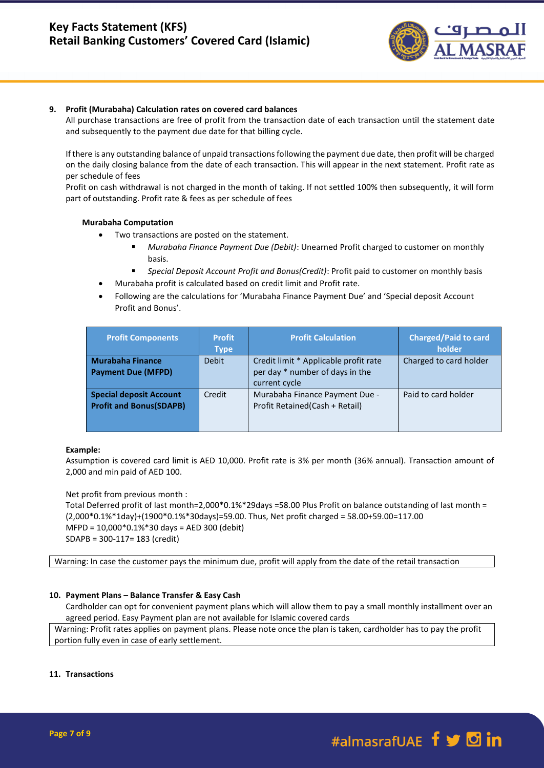## 9. Profit (Murabaha) Calculation rates on covered card balances

All purchase transactions are free of profit from the transaction date of each transaction until the statement date and subsequently to the payment due date for that billing cycle.

If there is any outstanding balance of unpaid transactions following the payment due date, then profit will be charged on the daily closing balance from the date of each transaction. This will appear in the next statement. Profit rate as per schedule of fees

Profit on cash withdrawal is not charged in the month of taking. If not settled 100% then subsequently, it will form part of outstanding. Profit rate & fees as per schedule of fees

### Murabaha Computation

- Two transactions are posted on the statement.
  - *Murabaha Finance Payment Due (Debit)*: Unearned Profit charged to customer on monthly basis.
  - *Special Deposit Account Profit and Bonus(Credit)*: Profit paid to customer on monthly basis
- Murabaha profit is calculated based on credit limit and Profit rate.
- Following are the calculations for 'Murabaha Finance Payment Due' and 'Special deposit Account Profit and Bonus'.

| Profit Components | Profit Type | Profit Calculation | Charged/Paid to card holder |
|---|---|---|---|
| **Murabaha Finance Payment Due (MFPD)** | Debit | Credit limit * Applicable profit rate per day * number of days in the current cycle | Charged to card holder |
| **Special deposit Account Profit and Bonus(SDAPB)** | Credit | Murabaha Finance Payment Due - Profit Retained(Cash + Retail) | Paid to card holder |

**Example:**

Assumption is covered card limit is AED 10,000. Profit rate is 3% per month (36% annual). Transaction amount of 2,000 and min paid of AED 100.

Net profit from previous month :

Total Deferred profit of last month=2,000*0.1%*29days =58.00 Plus Profit on balance outstanding of last month = (2,000*0.1%*1day)+(1900*0.1%*30days)=59.00. Thus, Net profit charged = 58.00+59.00=117.00

MFPD = 10,000*0.1%*30 days = AED 300 (debit)

SDAPB = 300-117= 183 (credit)

> Warning: In case the customer pays the minimum due, profit will apply from the date of the retail transaction

## 10. Payment Plans – Balance Transfer & Easy Cash

Cardholder can opt for convenient payment plans which will allow them to pay a small monthly installment over an agreed period. Easy Payment plan are not available for Islamic covered cards

> Warning: Profit rates applies on payment plans. Please note once the plan is taken, cardholder has to pay the profit portion fully even in case of early settlement.

## 11. Transactions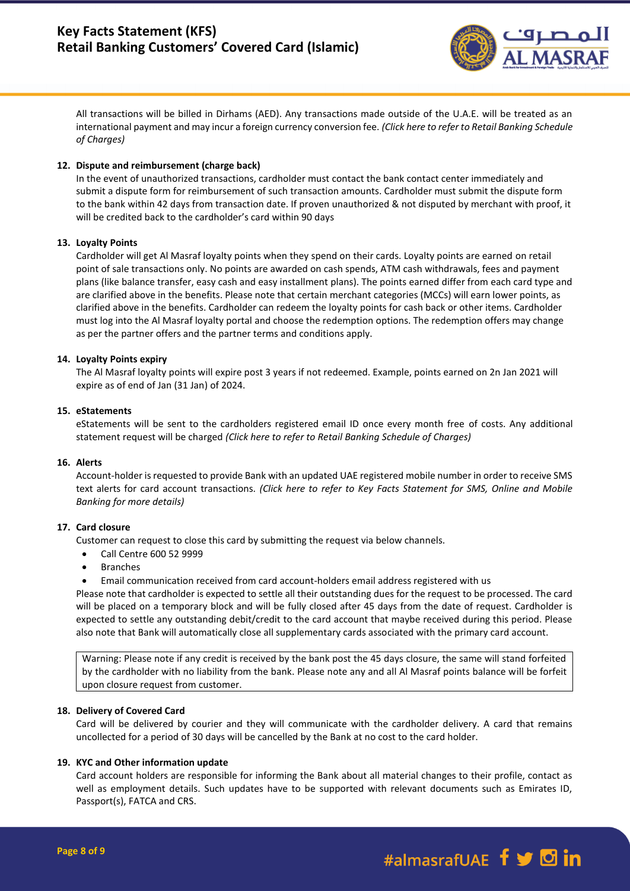All transactions will be billed in Dirhams (AED). Any transactions made outside of the U.A.E. will be treated as an international payment and may incur a foreign currency conversion fee. *(Click here to refer to Retail Banking Schedule of Charges)*

**12. Dispute and reimbursement (charge back)**

In the event of unauthorized transactions, cardholder must contact the bank contact center immediately and submit a dispute form for reimbursement of such transaction amounts. Cardholder must submit the dispute form to the bank within 42 days from transaction date. If proven unauthorized & not disputed by merchant with proof, it will be credited back to the cardholder's card within 90 days

**13. Loyalty Points**

Cardholder will get Al Masraf loyalty points when they spend on their cards. Loyalty points are earned on retail point of sale transactions only. No points are awarded on cash spends, ATM cash withdrawals, fees and payment plans (like balance transfer, easy cash and easy installment plans). The points earned differ from each card type and are clarified above in the benefits. Please note that certain merchant categories (MCCs) will earn lower points, as clarified above in the benefits. Cardholder can redeem the loyalty points for cash back or other items. Cardholder must log into the Al Masraf loyalty portal and choose the redemption options. The redemption offers may change as per the partner offers and the partner terms and conditions apply.

**14. Loyalty Points expiry**

The Al Masraf loyalty points will expire post 3 years if not redeemed. Example, points earned on 2n Jan 2021 will expire as of end of Jan (31 Jan) of 2024.

**15. eStatements**

eStatements will be sent to the cardholders registered email ID once every month free of costs. Any additional statement request will be charged *(Click here to refer to Retail Banking Schedule of Charges)*

**16. Alerts**

Account-holder is requested to provide Bank with an updated UAE registered mobile number in order to receive SMS text alerts for card account transactions. *(Click here to refer to Key Facts Statement for SMS, Online and Mobile Banking for more details)*

**17. Card closure**

Customer can request to close this card by submitting the request via below channels.

- Call Centre 600 52 9999
- Branches
- Email communication received from card account-holders email address registered with us

Please note that cardholder is expected to settle all their outstanding dues for the request to be processed. The card will be placed on a temporary block and will be fully closed after 45 days from the date of request. Cardholder is expected to settle any outstanding debit/credit to the card account that maybe received during this period. Please also note that Bank will automatically close all supplementary cards associated with the primary card account.

> Warning: Please note if any credit is received by the bank post the 45 days closure, the same will stand forfeited by the cardholder with no liability from the bank. Please note any and all Al Masraf points balance will be forfeit upon closure request from customer.

**18. Delivery of Covered Card**

Card will be delivered by courier and they will communicate with the cardholder delivery. A card that remains uncollected for a period of 30 days will be cancelled by the Bank at no cost to the card holder.

**19. KYC and Other information update**

Card account holders are responsible for informing the Bank about all material changes to their profile, contact as well as employment details. Such updates have to be supported with relevant documents such as Emirates ID, Passport(s), FATCA and CRS.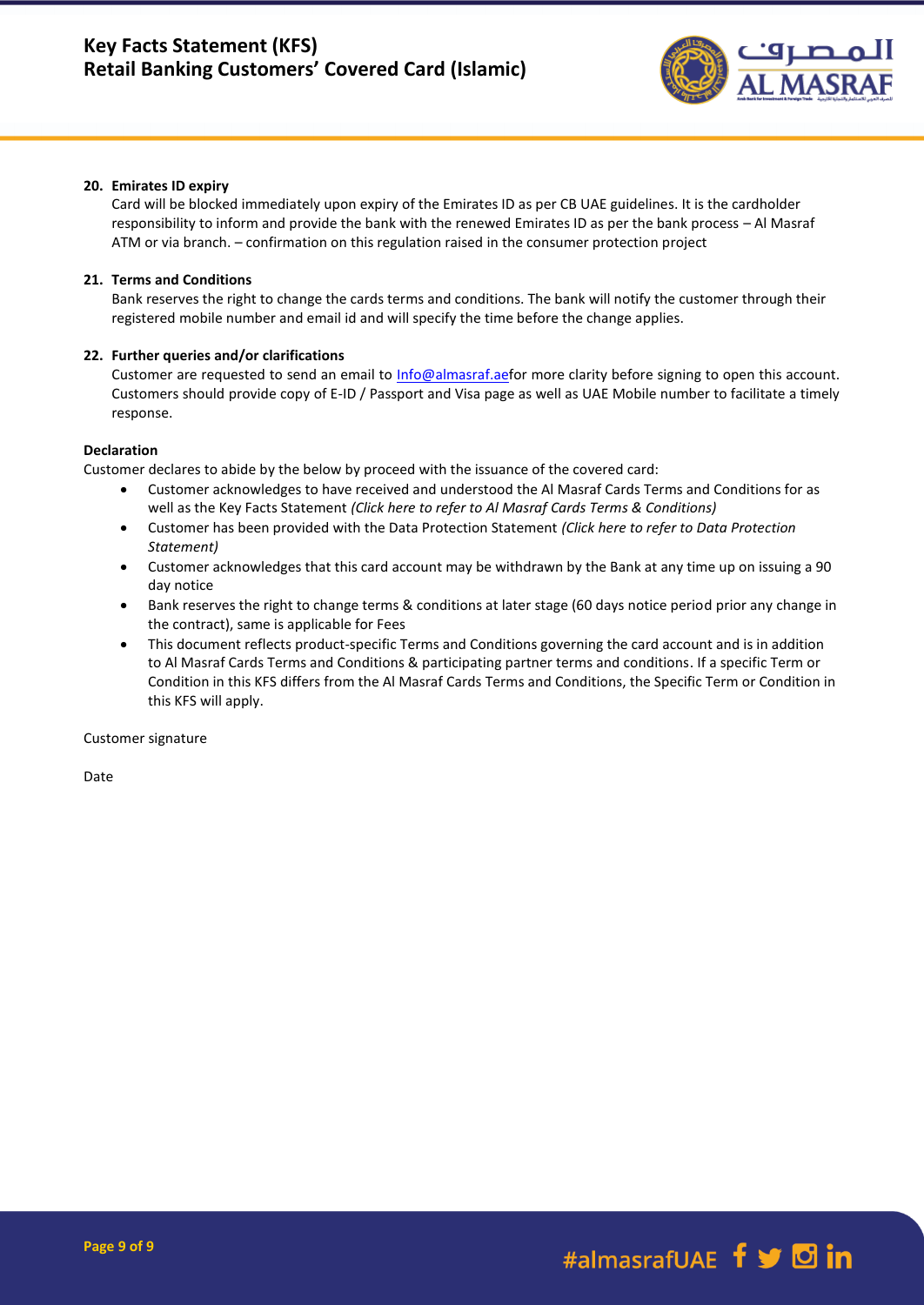**20. Emirates ID expiry**

Card will be blocked immediately upon expiry of the Emirates ID as per CB UAE guidelines. It is the cardholder responsibility to inform and provide the bank with the renewed Emirates ID as per the bank process – Al Masraf ATM or via branch. – confirmation on this regulation raised in the consumer protection project

**21. Terms and Conditions**

Bank reserves the right to change the cards terms and conditions. The bank will notify the customer through their registered mobile number and email id and will specify the time before the change applies.

**22. Further queries and/or clarifications**

Customer are requested to send an email to Info@almasraf.aefor more clarity before signing to open this account. Customers should provide copy of E-ID / Passport and Visa page as well as UAE Mobile number to facilitate a timely response.

**Declaration**

Customer declares to abide by the below by proceed with the issuance of the covered card:

- Customer acknowledges to have received and understood the Al Masraf Cards Terms and Conditions for as well as the Key Facts Statement *(Click here to refer to Al Masraf Cards Terms & Conditions)*
- Customer has been provided with the Data Protection Statement *(Click here to refer to Data Protection Statement)*
- Customer acknowledges that this card account may be withdrawn by the Bank at any time up on issuing a 90 day notice
- Bank reserves the right to change terms & conditions at later stage (60 days notice period prior any change in the contract), same is applicable for Fees
- This document reflects product-specific Terms and Conditions governing the card account and is in addition to Al Masraf Cards Terms and Conditions & participating partner terms and conditions. If a specific Term or Condition in this KFS differs from the Al Masraf Cards Terms and Conditions, the Specific Term or Condition in this KFS will apply.

Customer signature

Date